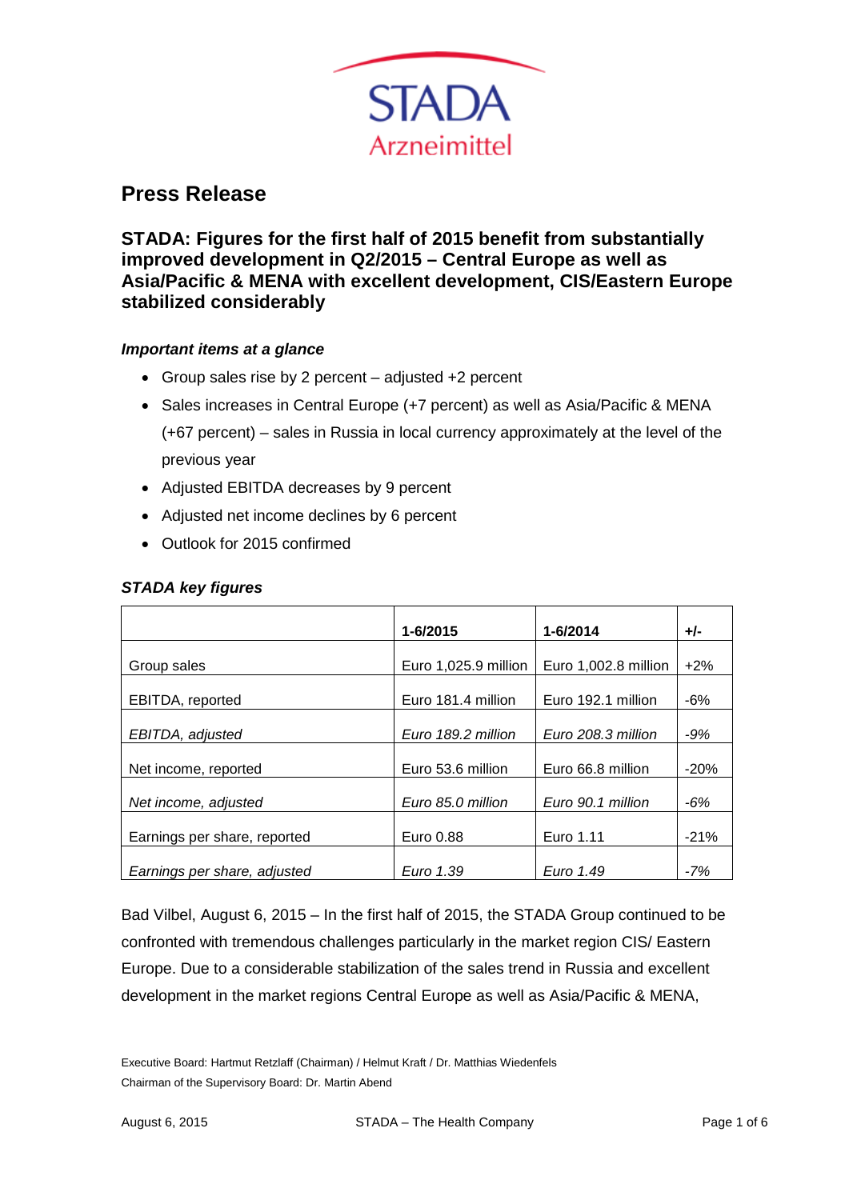STADA
Arzneimittel

# Press Release

## STADA: Figures for the first half of 2015 benefit from substantially improved development in Q2/2015 – Central Europe as well as Asia/Pacific & MENA with excellent development, CIS/Eastern Europe stabilized considerably

### *Important items at a glance*

- Group sales rise by 2 percent – adjusted +2 percent
- Sales increases in Central Europe (+7 percent) as well as Asia/Pacific & MENA (+67 percent) – sales in Russia in local currency approximately at the level of the previous year
- Adjusted EBITDA decreases by 9 percent
- Adjusted net income declines by 6 percent
- Outlook for 2015 confirmed

### *STADA key figures*

| | 1-6/2015 | 1-6/2014 | +/- |
|---|---|---|---|
| Group sales | Euro 1,025.9 million | Euro 1,002.8 million | +2% |
| EBITDA, reported | Euro 181.4 million | Euro 192.1 million | -6% |
| *EBITDA, adjusted* | *Euro 189.2 million* | *Euro 208.3 million* | *-9%* |
| Net income, reported | Euro 53.6 million | Euro 66.8 million | -20% |
| *Net income, adjusted* | *Euro 85.0 million* | *Euro 90.1 million* | *-6%* |
| Earnings per share, reported | Euro 0.88 | Euro 1.11 | -21% |
| *Earnings per share, adjusted* | *Euro 1.39* | *Euro 1.49* | *-7%* |

Bad Vilbel, August 6, 2015 – In the first half of 2015, the STADA Group continued to be confronted with tremendous challenges particularly in the market region CIS/ Eastern Europe. Due to a considerable stabilization of the sales trend in Russia and excellent development in the market regions Central Europe as well as Asia/Pacific & MENA,

Executive Board: Hartmut Retzlaff (Chairman) / Helmut Kraft / Dr. Matthias Wiedenfels
Chairman of the Supervisory Board: Dr. Martin Abend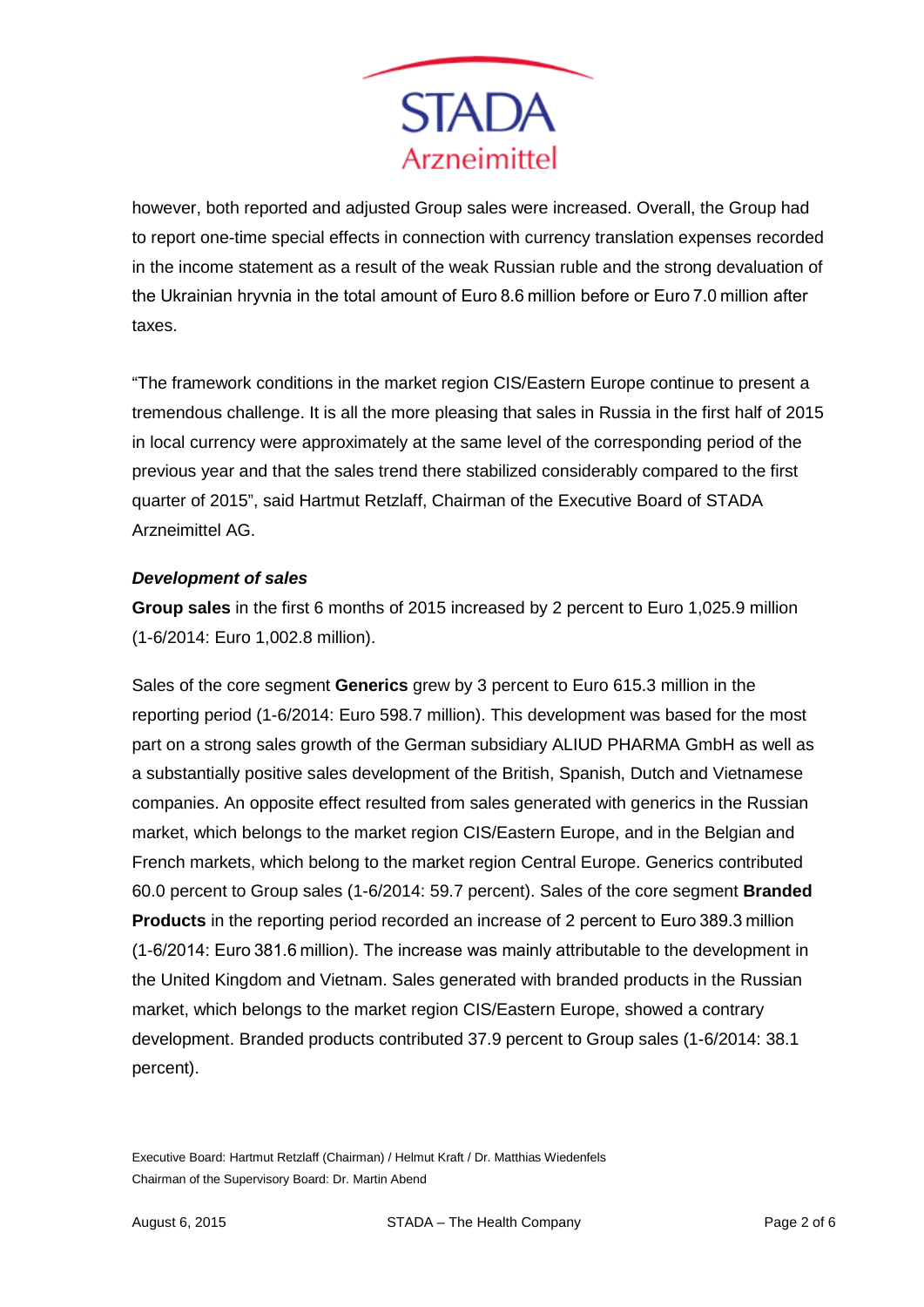however, both reported and adjusted Group sales were increased. Overall, the Group had to report one-time special effects in connection with currency translation expenses recorded in the income statement as a result of the weak Russian ruble and the strong devaluation of the Ukrainian hryvnia in the total amount of Euro 8.6 million before or Euro 7.0 million after taxes.

"The framework conditions in the market region CIS/Eastern Europe continue to present a tremendous challenge. It is all the more pleasing that sales in Russia in the first half of 2015 in local currency were approximately at the same level of the corresponding period of the previous year and that the sales trend there stabilized considerably compared to the first quarter of 2015", said Hartmut Retzlaff, Chairman of the Executive Board of STADA Arzneimittel AG.

***Development of sales***

**Group sales** in the first 6 months of 2015 increased by 2 percent to Euro 1,025.9 million (1-6/2014: Euro 1,002.8 million).

Sales of the core segment **Generics** grew by 3 percent to Euro 615.3 million in the reporting period (1-6/2014: Euro 598.7 million). This development was based for the most part on a strong sales growth of the German subsidiary ALIUD PHARMA GmbH as well as a substantially positive sales development of the British, Spanish, Dutch and Vietnamese companies. An opposite effect resulted from sales generated with generics in the Russian market, which belongs to the market region CIS/Eastern Europe, and in the Belgian and French markets, which belong to the market region Central Europe. Generics contributed 60.0 percent to Group sales (1-6/2014: 59.7 percent). Sales of the core segment **Branded Products** in the reporting period recorded an increase of 2 percent to Euro 389.3 million (1-6/2014: Euro 381.6 million). The increase was mainly attributable to the development in the United Kingdom and Vietnam. Sales generated with branded products in the Russian market, which belongs to the market region CIS/Eastern Europe, showed a contrary development. Branded products contributed 37.9 percent to Group sales (1-6/2014: 38.1 percent).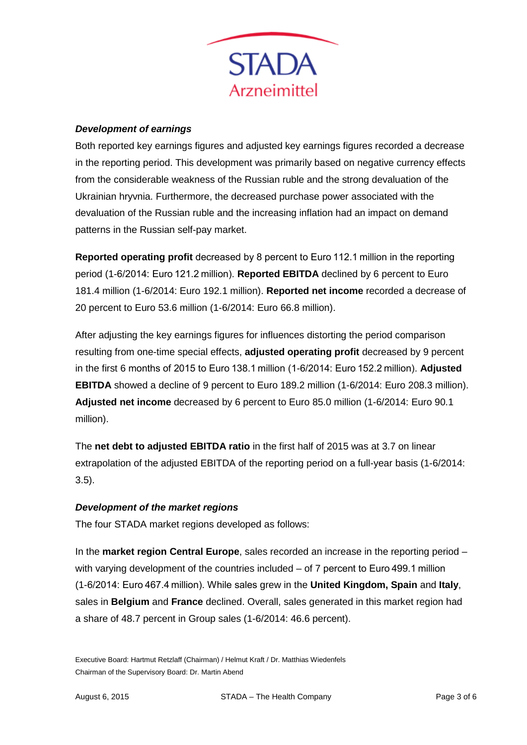***Development of earnings***

Both reported key earnings figures and adjusted key earnings figures recorded a decrease in the reporting period. This development was primarily based on negative currency effects from the considerable weakness of the Russian ruble and the strong devaluation of the Ukrainian hryvnia. Furthermore, the decreased purchase power associated with the devaluation of the Russian ruble and the increasing inflation had an impact on demand patterns in the Russian self-pay market.

**Reported operating profit** decreased by 8 percent to Euro 112.1 million in the reporting period (1-6/2014: Euro 121.2 million). **Reported EBITDA** declined by 6 percent to Euro 181.4 million (1-6/2014: Euro 192.1 million). **Reported net income** recorded a decrease of 20 percent to Euro 53.6 million (1-6/2014: Euro 66.8 million).

After adjusting the key earnings figures for influences distorting the period comparison resulting from one-time special effects, **adjusted operating profit** decreased by 9 percent in the first 6 months of 2015 to Euro 138.1 million (1-6/2014: Euro 152.2 million). **Adjusted EBITDA** showed a decline of 9 percent to Euro 189.2 million (1-6/2014: Euro 208.3 million). **Adjusted net income** decreased by 6 percent to Euro 85.0 million (1-6/2014: Euro 90.1 million).

The **net debt to adjusted EBITDA ratio** in the first half of 2015 was at 3.7 on linear extrapolation of the adjusted EBITDA of the reporting period on a full-year basis (1-6/2014: 3.5).

***Development of the market regions***

The four STADA market regions developed as follows:

In the **market region Central Europe**, sales recorded an increase in the reporting period – with varying development of the countries included – of 7 percent to Euro 499.1 million (1-6/2014: Euro 467.4 million). While sales grew in the **United Kingdom, Spain** and **Italy**, sales in **Belgium** and **France** declined. Overall, sales generated in this market region had a share of 48.7 percent in Group sales (1-6/2014: 46.6 percent).

Executive Board: Hartmut Retzlaff (Chairman) / Helmut Kraft / Dr. Matthias Wiedenfels
Chairman of the Supervisory Board: Dr. Martin Abend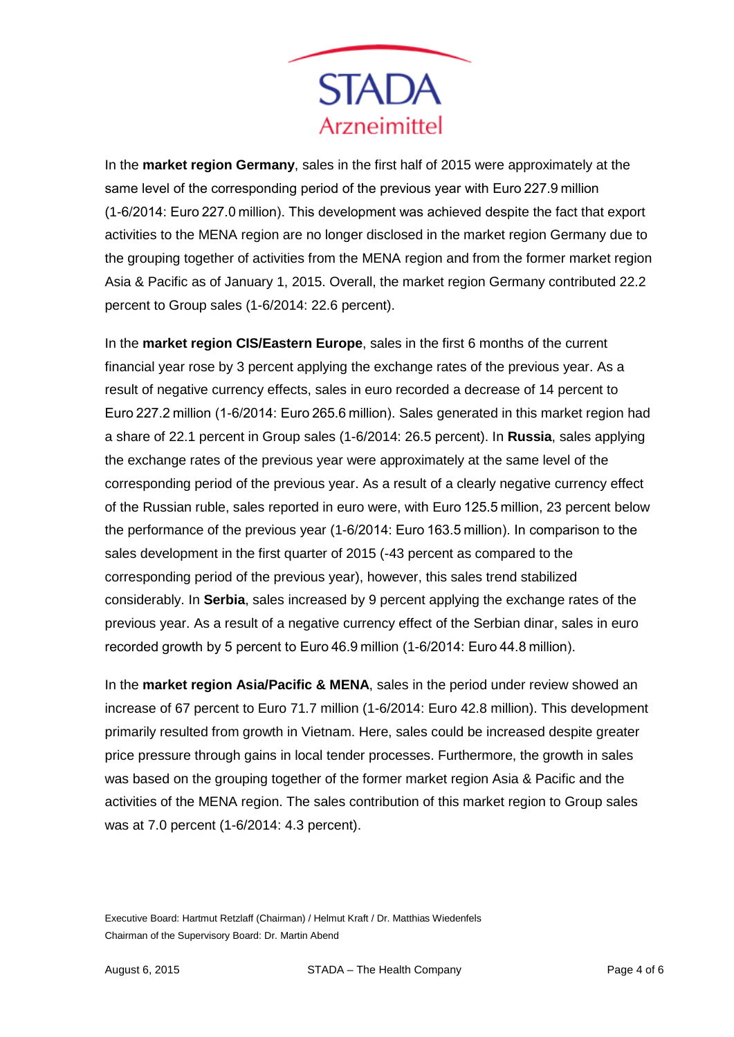In the **market region Germany**, sales in the first half of 2015 were approximately at the same level of the corresponding period of the previous year with Euro 227.9 million (1-6/2014: Euro 227.0 million). This development was achieved despite the fact that export activities to the MENA region are no longer disclosed in the market region Germany due to the grouping together of activities from the MENA region and from the former market region Asia & Pacific as of January 1, 2015. Overall, the market region Germany contributed 22.2 percent to Group sales (1-6/2014: 22.6 percent).

In the **market region CIS/Eastern Europe**, sales in the first 6 months of the current financial year rose by 3 percent applying the exchange rates of the previous year. As a result of negative currency effects, sales in euro recorded a decrease of 14 percent to Euro 227.2 million (1-6/2014: Euro 265.6 million). Sales generated in this market region had a share of 22.1 percent in Group sales (1-6/2014: 26.5 percent). In **Russia**, sales applying the exchange rates of the previous year were approximately at the same level of the corresponding period of the previous year. As a result of a clearly negative currency effect of the Russian ruble, sales reported in euro were, with Euro 125.5 million, 23 percent below the performance of the previous year (1-6/2014: Euro 163.5 million). In comparison to the sales development in the first quarter of 2015 (-43 percent as compared to the corresponding period of the previous year), however, this sales trend stabilized considerably. In **Serbia**, sales increased by 9 percent applying the exchange rates of the previous year. As a result of a negative currency effect of the Serbian dinar, sales in euro recorded growth by 5 percent to Euro 46.9 million (1-6/2014: Euro 44.8 million).

In the **market region Asia/Pacific & MENA**, sales in the period under review showed an increase of 67 percent to Euro 71.7 million (1-6/2014: Euro 42.8 million). This development primarily resulted from growth in Vietnam. Here, sales could be increased despite greater price pressure through gains in local tender processes. Furthermore, the growth in sales was based on the grouping together of the former market region Asia & Pacific and the activities of the MENA region. The sales contribution of this market region to Group sales was at 7.0 percent (1-6/2014: 4.3 percent).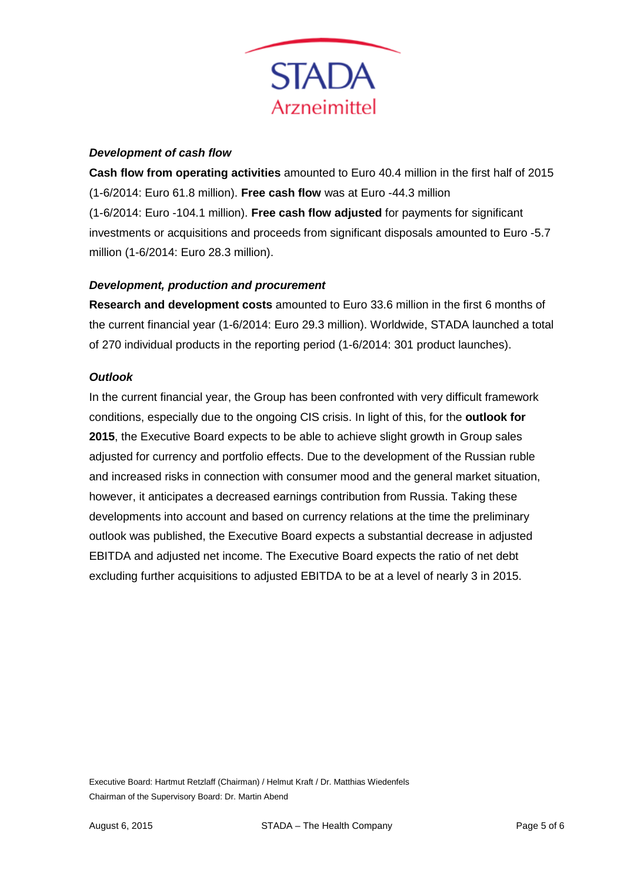***Development of cash flow***

**Cash flow from operating activities** amounted to Euro 40.4 million in the first half of 2015 (1-6/2014: Euro 61.8 million). **Free cash flow** was at Euro -44.3 million (1-6/2014: Euro -104.1 million). **Free cash flow adjusted** for payments for significant investments or acquisitions and proceeds from significant disposals amounted to Euro -5.7 million (1-6/2014: Euro 28.3 million).

***Development, production and procurement***

**Research and development costs** amounted to Euro 33.6 million in the first 6 months of the current financial year (1-6/2014: Euro 29.3 million). Worldwide, STADA launched a total of 270 individual products in the reporting period (1-6/2014: 301 product launches).

***Outlook***

In the current financial year, the Group has been confronted with very difficult framework conditions, especially due to the ongoing CIS crisis. In light of this, for the **outlook for 2015**, the Executive Board expects to be able to achieve slight growth in Group sales adjusted for currency and portfolio effects. Due to the development of the Russian ruble and increased risks in connection with consumer mood and the general market situation, however, it anticipates a decreased earnings contribution from Russia. Taking these developments into account and based on currency relations at the time the preliminary outlook was published, the Executive Board expects a substantial decrease in adjusted EBITDA and adjusted net income. The Executive Board expects the ratio of net debt excluding further acquisitions to adjusted EBITDA to be at a level of nearly 3 in 2015.

Executive Board: Hartmut Retzlaff (Chairman) / Helmut Kraft / Dr. Matthias Wiedenfels
Chairman of the Supervisory Board: Dr. Martin Abend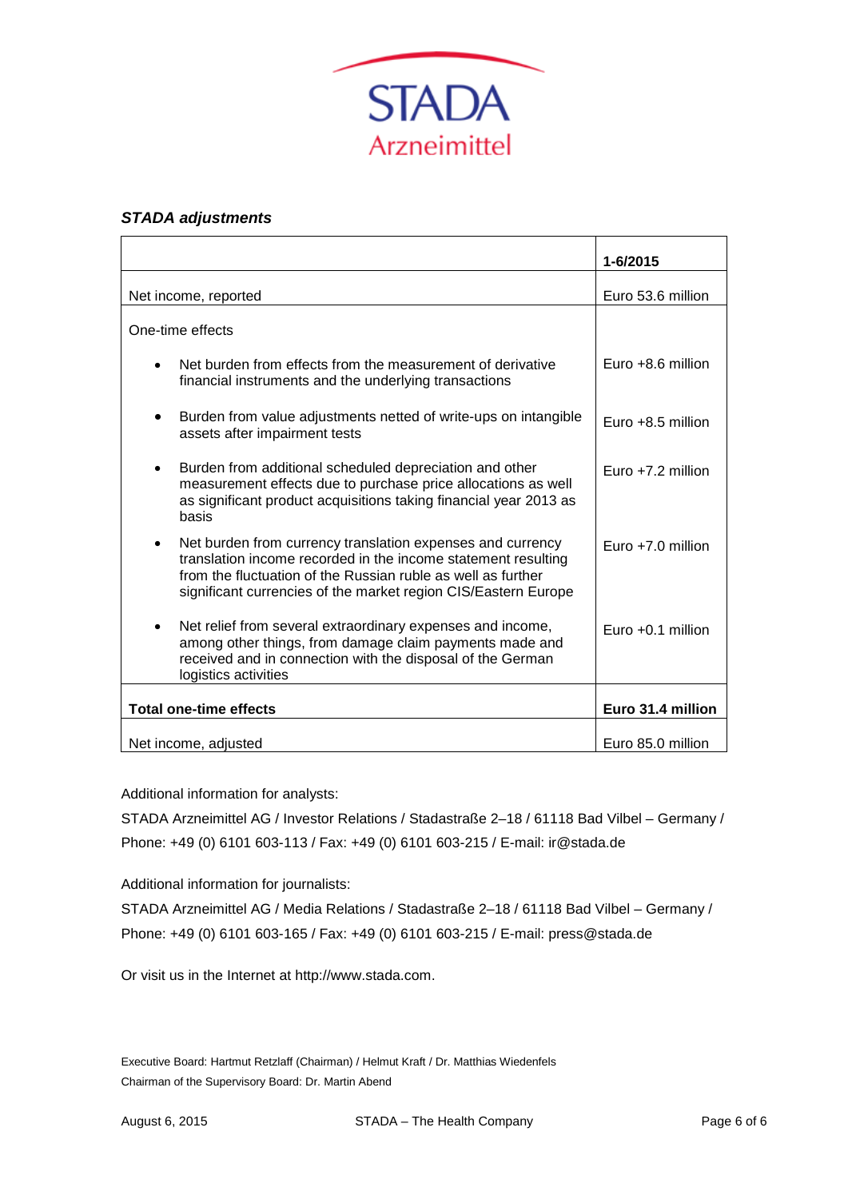STADA
Arzneimittel

***STADA adjustments***

| | 1-6/2015 |
|---|---|
| Net income, reported | Euro 53.6 million |
| One-time effects | |
| • Net burden from effects from the measurement of derivative financial instruments and the underlying transactions | Euro +8.6 million |
| • Burden from value adjustments netted of write-ups on intangible assets after impairment tests | Euro +8.5 million |
| • Burden from additional scheduled depreciation and other measurement effects due to purchase price allocations as well as significant product acquisitions taking financial year 2013 as basis | Euro +7.2 million |
| • Net burden from currency translation expenses and currency translation income recorded in the income statement resulting from the fluctuation of the Russian ruble as well as further significant currencies of the market region CIS/Eastern Europe | Euro +7.0 million |
| • Net relief from several extraordinary expenses and income, among other things, from damage claim payments made and received and in connection with the disposal of the German logistics activities | Euro +0.1 million |
| **Total one-time effects** | **Euro 31.4 million** |
| Net income, adjusted | Euro 85.0 million |

Additional information for analysts:

STADA Arzneimittel AG / Investor Relations / Stadastraße 2–18 / 61118 Bad Vilbel – Germany / Phone: +49 (0) 6101 603-113 / Fax: +49 (0) 6101 603-215 / E-mail: ir@stada.de

Additional information for journalists:

STADA Arzneimittel AG / Media Relations / Stadastraße 2–18 / 61118 Bad Vilbel – Germany / Phone: +49 (0) 6101 603-165 / Fax: +49 (0) 6101 603-215 / E-mail: press@stada.de

Or visit us in the Internet at http://www.stada.com.

Executive Board: Hartmut Retzlaff (Chairman) / Helmut Kraft / Dr. Matthias Wiedenfels
Chairman of the Supervisory Board: Dr. Martin Abend